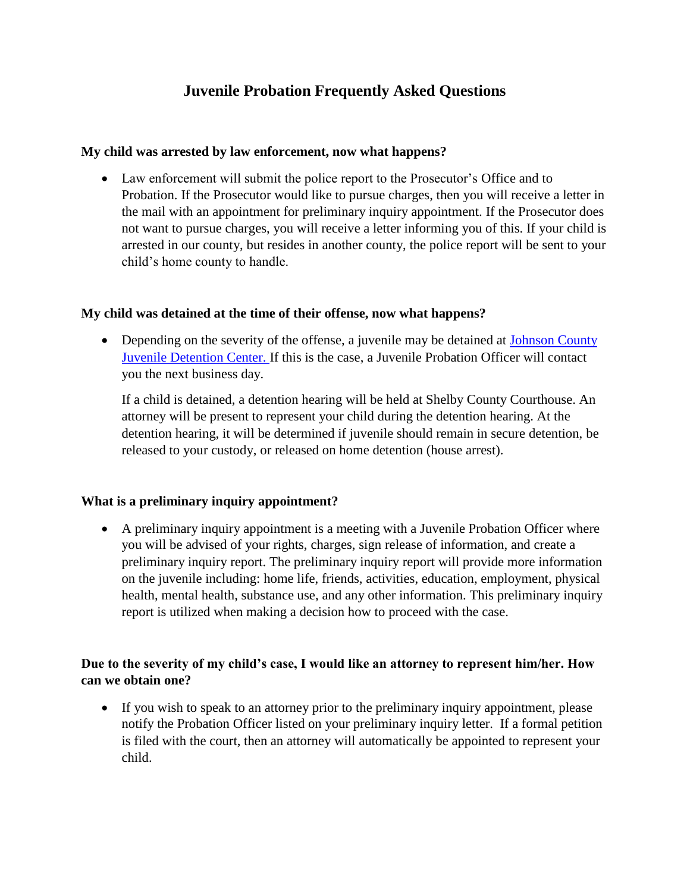# Juvenile Probation Frequently Asked Questions

**My child was arrested by law enforcement, now what happens?**

- Law enforcement will submit the police report to the Prosecutor's Office and to Probation. If the Prosecutor would like to pursue charges, then you will receive a letter in the mail with an appointment for preliminary inquiry appointment. If the Prosecutor does not want to pursue charges, you will receive a letter informing you of this. If your child is arrested in our county, but resides in another county, the police report will be sent to your child's home county to handle.

**My child was detained at the time of their offense, now what happens?**

- Depending on the severity of the offense, a juvenile may be detained at [Johnson County Juvenile Detention Center.](#) If this is the case, a Juvenile Probation Officer will contact you the next business day.

  If a child is detained, a detention hearing will be held at Shelby County Courthouse. An attorney will be present to represent your child during the detention hearing. At the detention hearing, it will be determined if juvenile should remain in secure detention, be released to your custody, or released on home detention (house arrest).

**What is a preliminary inquiry appointment?**

- A preliminary inquiry appointment is a meeting with a Juvenile Probation Officer where you will be advised of your rights, charges, sign release of information, and create a preliminary inquiry report. The preliminary inquiry report will provide more information on the juvenile including: home life, friends, activities, education, employment, physical health, mental health, substance use, and any other information. This preliminary inquiry report is utilized when making a decision how to proceed with the case.

**Due to the severity of my child's case, I would like an attorney to represent him/her. How can we obtain one?**

- If you wish to speak to an attorney prior to the preliminary inquiry appointment, please notify the Probation Officer listed on your preliminary inquiry letter. If a formal petition is filed with the court, then an attorney will automatically be appointed to represent your child.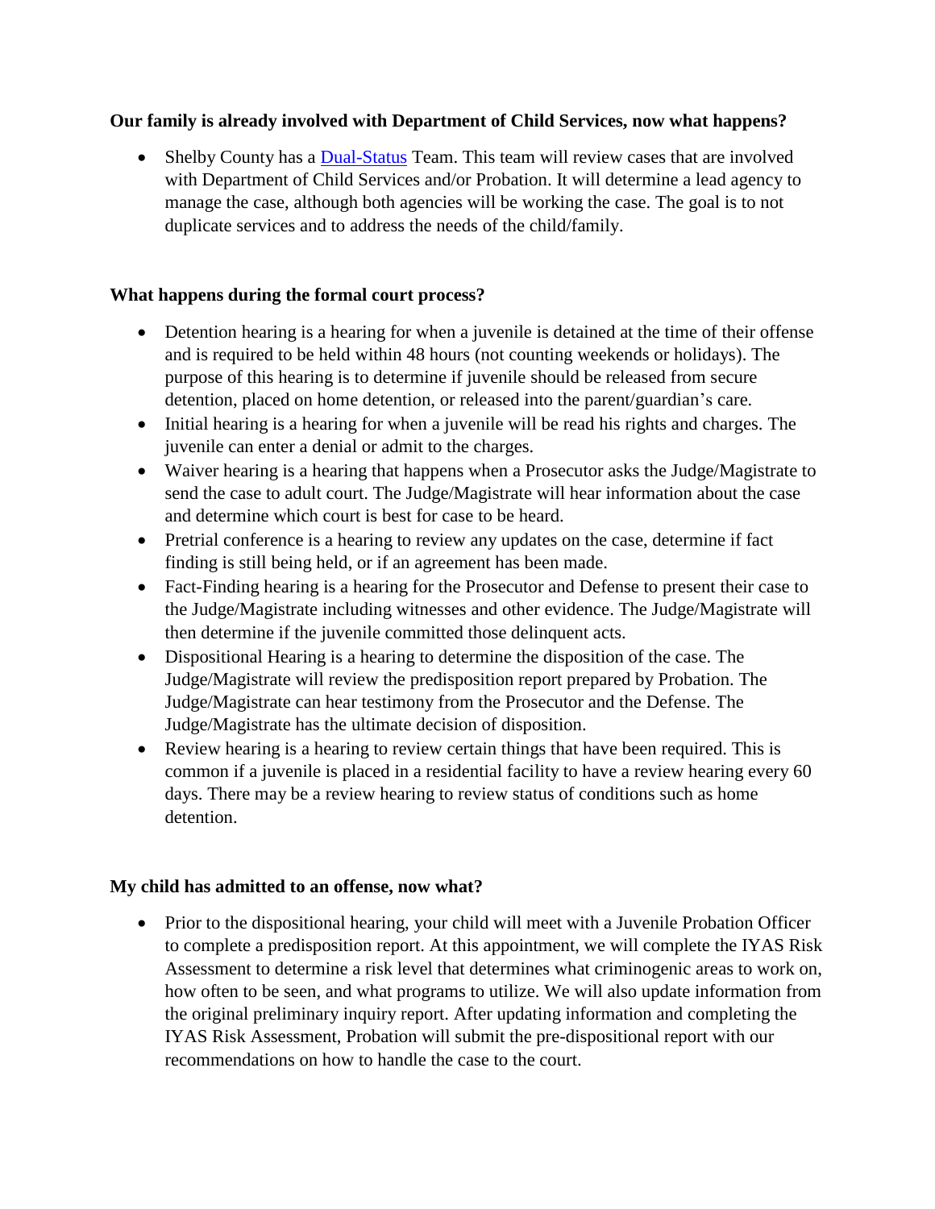**Our family is already involved with Department of Child Services, now what happens?**

- Shelby County has a [Dual-Status]() Team. This team will review cases that are involved with Department of Child Services and/or Probation. It will determine a lead agency to manage the case, although both agencies will be working the case. The goal is to not duplicate services and to address the needs of the child/family.

**What happens during the formal court process?**

- Detention hearing is a hearing for when a juvenile is detained at the time of their offense and is required to be held within 48 hours (not counting weekends or holidays). The purpose of this hearing is to determine if juvenile should be released from secure detention, placed on home detention, or released into the parent/guardian's care.
- Initial hearing is a hearing for when a juvenile will be read his rights and charges. The juvenile can enter a denial or admit to the charges.
- Waiver hearing is a hearing that happens when a Prosecutor asks the Judge/Magistrate to send the case to adult court. The Judge/Magistrate will hear information about the case and determine which court is best for case to be heard.
- Pretrial conference is a hearing to review any updates on the case, determine if fact finding is still being held, or if an agreement has been made.
- Fact-Finding hearing is a hearing for the Prosecutor and Defense to present their case to the Judge/Magistrate including witnesses and other evidence. The Judge/Magistrate will then determine if the juvenile committed those delinquent acts.
- Dispositional Hearing is a hearing to determine the disposition of the case. The Judge/Magistrate will review the predisposition report prepared by Probation. The Judge/Magistrate can hear testimony from the Prosecutor and the Defense. The Judge/Magistrate has the ultimate decision of disposition.
- Review hearing is a hearing to review certain things that have been required. This is common if a juvenile is placed in a residential facility to have a review hearing every 60 days. There may be a review hearing to review status of conditions such as home detention.

**My child has admitted to an offense, now what?**

- Prior to the dispositional hearing, your child will meet with a Juvenile Probation Officer to complete a predisposition report. At this appointment, we will complete the IYAS Risk Assessment to determine a risk level that determines what criminogenic areas to work on, how often to be seen, and what programs to utilize. We will also update information from the original preliminary inquiry report. After updating information and completing the IYAS Risk Assessment, Probation will submit the pre-dispositional report with our recommendations on how to handle the case to the court.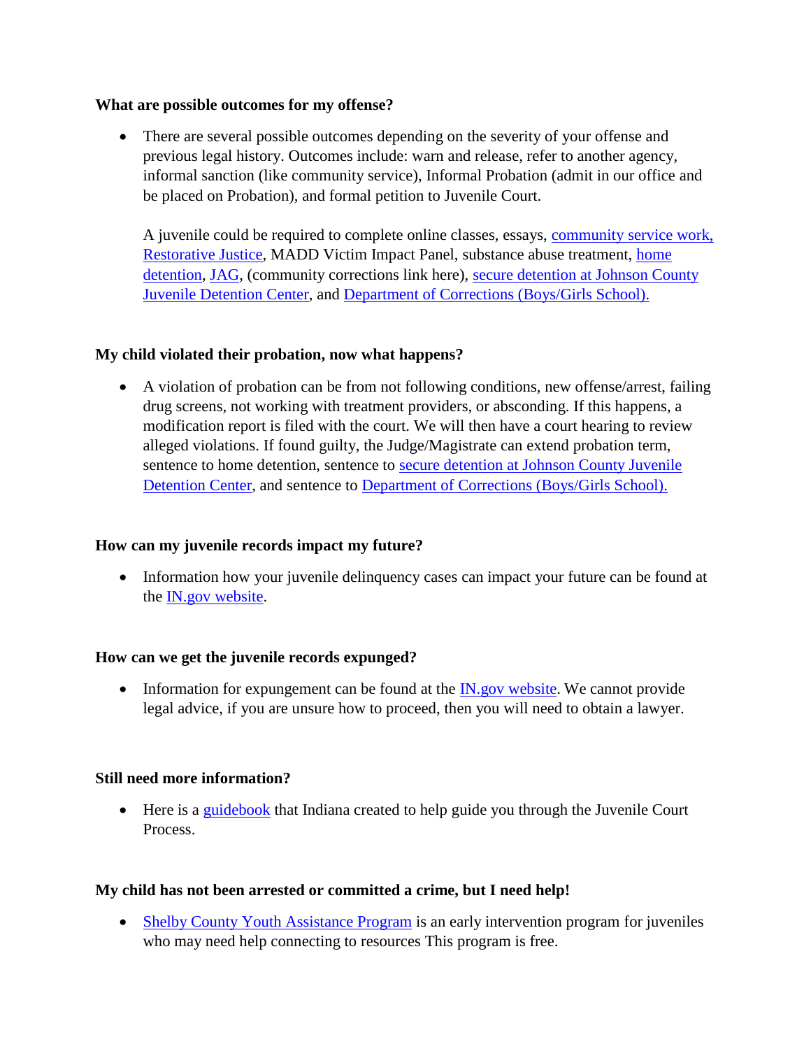**What are possible outcomes for my offense?**

- There are several possible outcomes depending on the severity of your offense and previous legal history. Outcomes include: warn and release, refer to another agency, informal sanction (like community service), Informal Probation (admit in our office and be placed on Probation), and formal petition to Juvenile Court.

  A juvenile could be required to complete online classes, essays, community service work, Restorative Justice, MADD Victim Impact Panel, substance abuse treatment, home detention, JAG, (community corrections link here), secure detention at Johnson County Juvenile Detention Center, and Department of Corrections (Boys/Girls School).

**My child violated their probation, now what happens?**

- A violation of probation can be from not following conditions, new offense/arrest, failing drug screens, not working with treatment providers, or absconding. If this happens, a modification report is filed with the court. We will then have a court hearing to review alleged violations. If found guilty, the Judge/Magistrate can extend probation term, sentence to home detention, sentence to secure detention at Johnson County Juvenile Detention Center, and sentence to Department of Corrections (Boys/Girls School).

**How can my juvenile records impact my future?**

- Information how your juvenile delinquency cases can impact your future can be found at the IN.gov website.

**How can we get the juvenile records expunged?**

- Information for expungement can be found at the IN.gov website. We cannot provide legal advice, if you are unsure how to proceed, then you will need to obtain a lawyer.

**Still need more information?**

- Here is a guidebook that Indiana created to help guide you through the Juvenile Court Process.

**My child has not been arrested or committed a crime, but I need help!**

- Shelby County Youth Assistance Program is an early intervention program for juveniles who may need help connecting to resources This program is free.